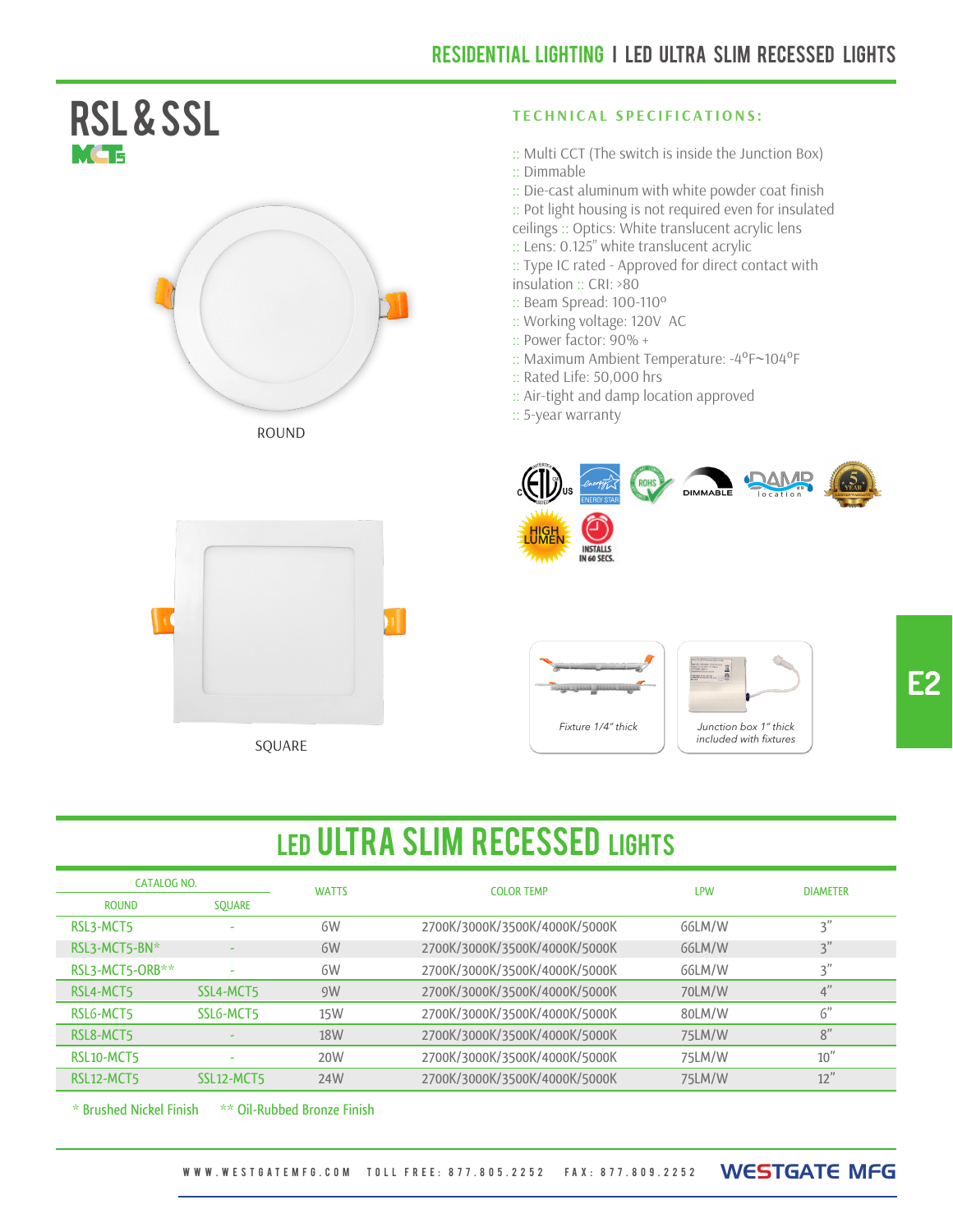# RSL & SSL

MCT5

ROUND

SQUARE

## TECHNICAL SPECIFICATIONS:

:: Multi CCT (The switch is inside the Junction Box)
:: Dimmable
:: Die-cast aluminum with white powder coat finish
:: Pot light housing is not required even for insulated ceilings :: Optics: White translucent acrylic lens
:: Lens: 0.125" white translucent acrylic
:: Type IC rated - Approved for direct contact with insulation :: CRI: >80
:: Beam Spread: 100-110°
:: Working voltage: 120V AC
:: Power factor: 90% +
:: Maximum Ambient Temperature: -4°F~104°F
:: Rated Life: 50,000 hrs
:: Air-tight and damp location approved
:: 5-year warranty

DIMMABLE · DAMP location · ENERGY STAR · ROHS · HIGH LUMEN · INSTALLS IN 60 SECS.

*Fixture 1/4" thick*

*Junction box 1" thick included with fixtures*

## LED ULTRA SLIM RECESSED LIGHTS

| CATALOG NO. | | WATTS | COLOR TEMP | LPW | DIAMETER |
|---|---|---|---|---|---|
| ROUND | SQUARE | | | | |
| RSL3-MCT5 | - | 6W | 2700K/3000K/3500K/4000K/5000K | 66LM/W | 3" |
| RSL3-MCT5-BN* | - | 6W | 2700K/3000K/3500K/4000K/5000K | 66LM/W | 3" |
| RSL3-MCT5-ORB** | - | 6W | 2700K/3000K/3500K/4000K/5000K | 66LM/W | 3" |
| RSL4-MCT5 | SSL4-MCT5 | 9W | 2700K/3000K/3500K/4000K/5000K | 70LM/W | 4" |
| RSL6-MCT5 | SSL6-MCT5 | 15W | 2700K/3000K/3500K/4000K/5000K | 80LM/W | 6" |
| RSL8-MCT5 | - | 18W | 2700K/3000K/3500K/4000K/5000K | 75LM/W | 8" |
| RSL10-MCT5 | - | 20W | 2700K/3000K/3500K/4000K/5000K | 75LM/W | 10" |
| RSL12-MCT5 | SSL12-MCT5 | 24W | 2700K/3000K/3500K/4000K/5000K | 75LM/W | 12" |

\* Brushed Nickel Finish   ** Oil-Rubbed Bronze Finish

WWW.WESTGATEMFG.COM   TOLL FREE: 877.805.2252   FAX: 877.809.2252   WESTGATE MFG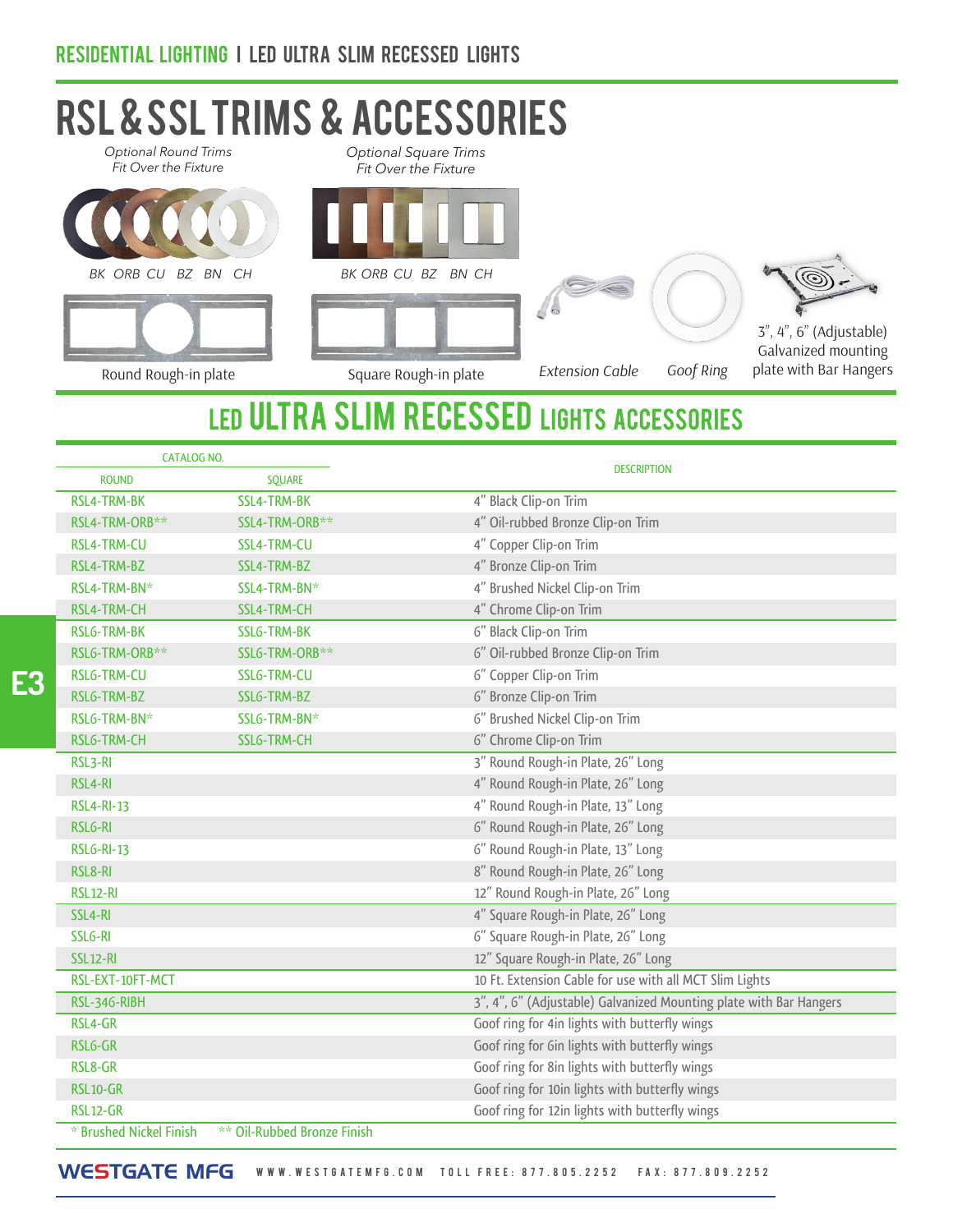RESIDENTIAL LIGHTING | LED ULTRA SLIM RECESSED LIGHTS

# RSL & SSL TRIMS & ACCESSORIES

*Optional Round Trims Fit Over the Fixture*

*BK ORB CU BZ BN CH*

*Optional Square Trims Fit Over the Fixture*

*BK ORB CU BZ BN CH*

Round Rough-in plate

Square Rough-in plate

*Extension Cable*

*Goof Ring*

3", 4", 6" (Adjustable) Galvanized mounting plate with Bar Hangers

## LED ULTRA SLIM RECESSED LIGHTS ACCESSORIES

| CATALOG NO. | | DESCRIPTION |
|---|---|---|
| ROUND | SQUARE | |
| RSL4-TRM-BK | SSL4-TRM-BK | 4" Black Clip-on Trim |
| RSL4-TRM-ORB** | SSL4-TRM-ORB** | 4" Oil-rubbed Bronze Clip-on Trim |
| RSL4-TRM-CU | SSL4-TRM-CU | 4" Copper Clip-on Trim |
| RSL4-TRM-BZ | SSL4-TRM-BZ | 4" Bronze Clip-on Trim |
| RSL4-TRM-BN* | SSL4-TRM-BN* | 4" Brushed Nickel Clip-on Trim |
| RSL4-TRM-CH | SSL4-TRM-CH | 4" Chrome Clip-on Trim |
| RSL6-TRM-BK | SSL6-TRM-BK | 6" Black Clip-on Trim |
| RSL6-TRM-ORB** | SSL6-TRM-ORB** | 6" Oil-rubbed Bronze Clip-on Trim |
| RSL6-TRM-CU | SSL6-TRM-CU | 6" Copper Clip-on Trim |
| RSL6-TRM-BZ | SSL6-TRM-BZ | 6" Bronze Clip-on Trim |
| RSL6-TRM-BN* | SSL6-TRM-BN* | 6" Brushed Nickel Clip-on Trim |
| RSL6-TRM-CH | SSL6-TRM-CH | 6" Chrome Clip-on Trim |
| RSL3-RI | | 3" Round Rough-in Plate, 26" Long |
| RSL4-RI | | 4" Round Rough-in Plate, 26" Long |
| RSL4-RI-13 | | 4" Round Rough-in Plate, 13" Long |
| RSL6-RI | | 6" Round Rough-in Plate, 26" Long |
| RSL6-RI-13 | | 6" Round Rough-in Plate, 13" Long |
| RSL8-RI | | 8" Round Rough-in Plate, 26" Long |
| RSL12-RI | | 12" Round Rough-in Plate, 26" Long |
| SSL4-RI | | 4" Square Rough-in Plate, 26" Long |
| SSL6-RI | | 6" Square Rough-in Plate, 26" Long |
| SSL12-RI | | 12" Square Rough-in Plate, 26" Long |
| RSL-EXT-10FT-MCT | | 10 Ft. Extension Cable for use with all MCT Slim Lights |
| RSL-346-RIBH | | 3", 4", 6" (Adjustable) Galvanized Mounting plate with Bar Hangers |
| RSL4-GR | | Goof ring for 4in lights with butterfly wings |
| RSL6-GR | | Goof ring for 6in lights with butterfly wings |
| RSL8-GR | | Goof ring for 8in lights with butterfly wings |
| RSL10-GR | | Goof ring for 10in lights with butterfly wings |
| RSL12-GR | | Goof ring for 12in lights with butterfly wings |

\* Brushed Nickel Finish ** Oil-Rubbed Bronze Finish

E3

WESTGATE MFG WWW.WESTGATEMFG.COM TOLL FREE: 877.805.2252 FAX: 877.809.2252